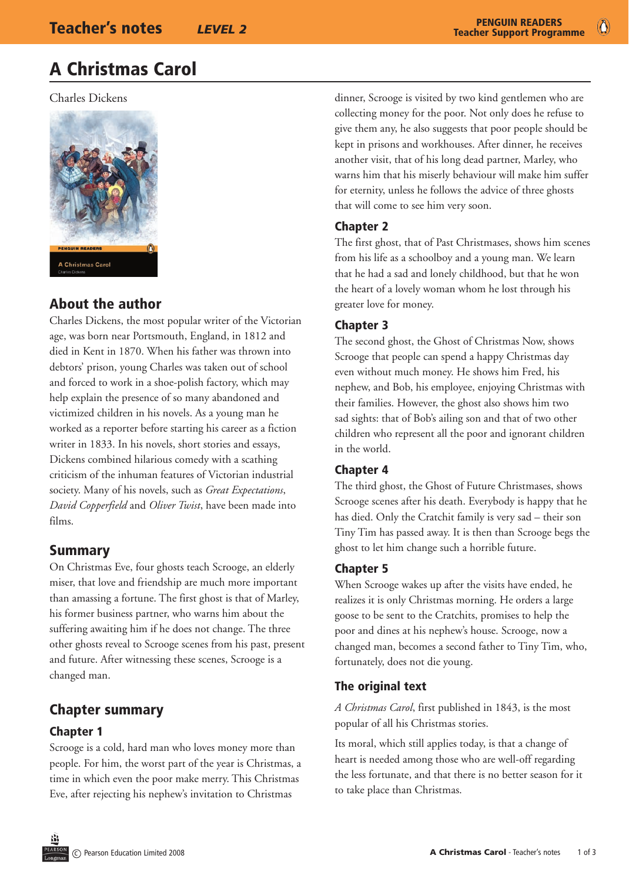# A Christmas Carol

Charles Dickens

## About the author

Charles Dickens, the most popular writer of the Victorian age, was born near Portsmouth, England, in 1812 and died in Kent in 1870. When his father was thrown into debtors' prison, young Charles was taken out of school and forced to work in a shoe-polish factory, which may help explain the presence of so many abandoned and victimized children in his novels. As a young man he worked as a reporter before starting his career as a fiction writer in 1833. In his novels, short stories and essays, Dickens combined hilarious comedy with a scathing criticism of the inhuman features of Victorian industrial society. Many of his novels, such as *Great Expectations*, *David Copperfield* and *Oliver Twist*, have been made into films.

## Summary

On Christmas Eve, four ghosts teach Scrooge, an elderly miser, that love and friendship are much more important than amassing a fortune. The first ghost is that of Marley, his former business partner, who warns him about the suffering awaiting him if he does not change. The three other ghosts reveal to Scrooge scenes from his past, present and future. After witnessing these scenes, Scrooge is a changed man.

## Chapter summary

### Chapter 1

Scrooge is a cold, hard man who loves money more than people. For him, the worst part of the year is Christmas, a time in which even the poor make merry. This Christmas Eve, after rejecting his nephew's invitation to Christmas dinner, Scrooge is visited by two kind gentlemen who are collecting money for the poor. Not only does he refuse to give them any, he also suggests that poor people should be kept in prisons and workhouses. After dinner, he receives another visit, that of his long dead partner, Marley, who warns him that his miserly behaviour will make him suffer for eternity, unless he follows the advice of three ghosts that will come to see him very soon.

### Chapter 2

The first ghost, that of Past Christmases, shows him scenes from his life as a schoolboy and a young man. We learn that he had a sad and lonely childhood, but that he won the heart of a lovely woman whom he lost through his greater love for money.

### Chapter 3

The second ghost, the Ghost of Christmas Now, shows Scrooge that people can spend a happy Christmas day even without much money. He shows him Fred, his nephew, and Bob, his employee, enjoying Christmas with their families. However, the ghost also shows him two sad sights: that of Bob's ailing son and that of two other children who represent all the poor and ignorant children in the world.

### Chapter 4

The third ghost, the Ghost of Future Christmases, shows Scrooge scenes after his death. Everybody is happy that he has died. Only the Cratchit family is very sad – their son Tiny Tim has passed away. It is then than Scrooge begs the ghost to let him change such a horrible future.

### Chapter 5

When Scrooge wakes up after the visits have ended, he realizes it is only Christmas morning. He orders a large goose to be sent to the Cratchits, promises to help the poor and dines at his nephew's house. Scrooge, now a changed man, becomes a second father to Tiny Tim, who, fortunately, does not die young.

## The original text

*A Christmas Carol*, first published in 1843, is the most popular of all his Christmas stories.

Its moral, which still applies today, is that a change of heart is needed among those who are well-off regarding the less fortunate, and that there is no better season for it to take place than Christmas.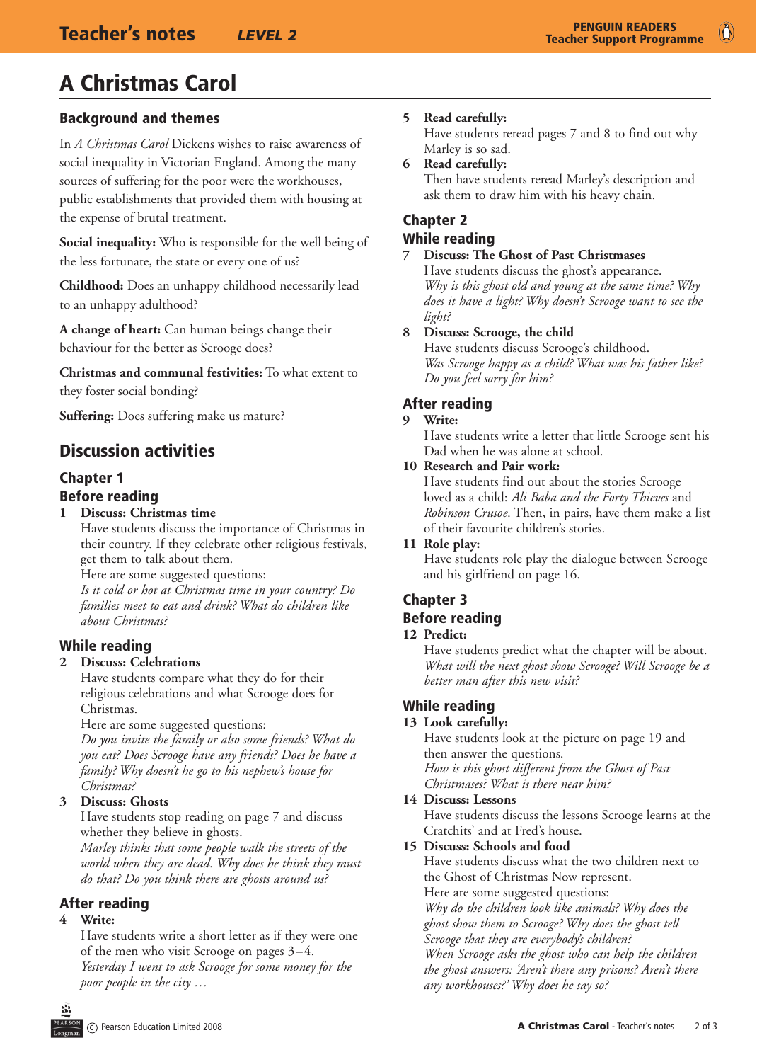# A Christmas Carol

## Background and themes

In *A Christmas Carol* Dickens wishes to raise awareness of social inequality in Victorian England. Among the many sources of suffering for the poor were the workhouses, public establishments that provided them with housing at the expense of brutal treatment.

**Social inequality:** Who is responsible for the well being of the less fortunate, the state or every one of us?

**Childhood:** Does an unhappy childhood necessarily lead to an unhappy adulthood?

**A change of heart:** Can human beings change their behaviour for the better as Scrooge does?

**Christmas and communal festivities:** To what extent to they foster social bonding?

**Suffering:** Does suffering make us mature?

## Discussion activities

### Chapter 1

### Before reading

1. **Discuss: Christmas time**
   Have students discuss the importance of Christmas in their country. If they celebrate other religious festivals, get them to talk about them.
   Here are some suggested questions:
   *Is it cold or hot at Christmas time in your country? Do families meet to eat and drink? What do children like about Christmas?*

### While reading

2. **Discuss: Celebrations**
   Have students compare what they do for their religious celebrations and what Scrooge does for Christmas.
   Here are some suggested questions:
   *Do you invite the family or also some friends? What do you eat? Does Scrooge have any friends? Does he have a family? Why doesn't he go to his nephew's house for Christmas?*
3. **Discuss: Ghosts**
   Have students stop reading on page 7 and discuss whether they believe in ghosts.
   *Marley thinks that some people walk the streets of the world when they are dead. Why does he think they must do that? Do you think there are ghosts around us?*

### After reading

4. **Write:**
   Have students write a short letter as if they were one of the men who visit Scrooge on pages 3–4.
   *Yesterday I went to ask Scrooge for some money for the poor people in the city …*
5. **Read carefully:**
   Have students reread pages 7 and 8 to find out why Marley is so sad.
6. **Read carefully:**
   Then have students reread Marley's description and ask them to draw him with his heavy chain.

### Chapter 2

### While reading

7. **Discuss: The Ghost of Past Christmases**
   Have students discuss the ghost's appearance.
   *Why is this ghost old and young at the same time? Why does it have a light? Why doesn't Scrooge want to see the light?*
8. **Discuss: Scrooge, the child**
   Have students discuss Scrooge's childhood.
   *Was Scrooge happy as a child? What was his father like? Do you feel sorry for him?*

### After reading

9. **Write:**
   Have students write a letter that little Scrooge sent his Dad when he was alone at school.
10. **Research and Pair work:**
    Have students find out about the stories Scrooge loved as a child: *Ali Baba and the Forty Thieves* and *Robinson Crusoe*. Then, in pairs, have them make a list of their favourite children's stories.
11. **Role play:**
    Have students role play the dialogue between Scrooge and his girlfriend on page 16.

### Chapter 3

### Before reading

12. **Predict:**
    Have students predict what the chapter will be about.
    *What will the next ghost show Scrooge? Will Scrooge be a better man after this new visit?*

### While reading

13. **Look carefully:**
    Have students look at the picture on page 19 and then answer the questions.
    *How is this ghost different from the Ghost of Past Christmases? What is there near him?*
14. **Discuss: Lessons**
    Have students discuss the lessons Scrooge learns at the Cratchits' and at Fred's house.
15. **Discuss: Schools and food**
    Have students discuss what the two children next to the Ghost of Christmas Now represent.
    Here are some suggested questions:
    *Why do the children look like animals? Why does the ghost show them to Scrooge? Why does the ghost tell Scrooge that they are everybody's children?*
    *When Scrooge asks the ghost who can help the children the ghost answers: 'Aren't there any prisons? Aren't there any workhouses?' Why does he say so?*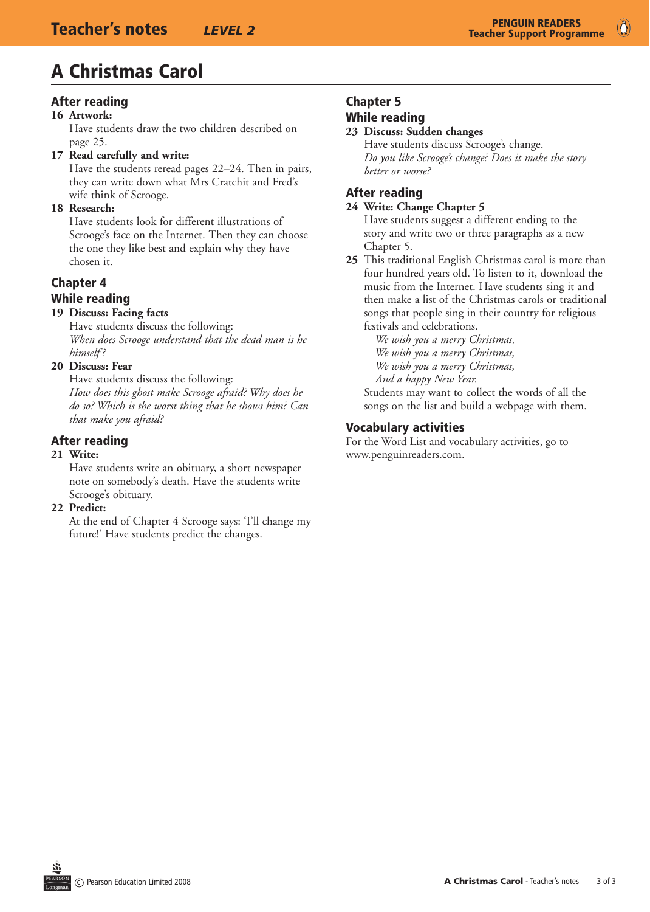# A Christmas Carol

## After reading

**16 Artwork:**

Have students draw the two children described on page 25.

**17 Read carefully and write:**

Have the students reread pages 22–24. Then in pairs, they can write down what Mrs Cratchit and Fred's wife think of Scrooge.

**18 Research:**

Have students look for different illustrations of Scrooge's face on the Internet. Then they can choose the one they like best and explain why they have chosen it.

## Chapter 4

## While reading

**19 Discuss: Facing facts**

Have students discuss the following:

*When does Scrooge understand that the dead man is he himself?*

**20 Discuss: Fear**

Have students discuss the following:

*How does this ghost make Scrooge afraid? Why does he do so? Which is the worst thing that he shows him? Can that make you afraid?*

## After reading

**21 Write:**

Have students write an obituary, a short newspaper note on somebody's death. Have the students write Scrooge's obituary.

**22 Predict:**

At the end of Chapter 4 Scrooge says: 'I'll change my future!' Have students predict the changes.

## Chapter 5

## While reading

**23 Discuss: Sudden changes**

Have students discuss Scrooge's change.

*Do you like Scrooge's change? Does it make the story better or worse?*

## After reading

**24 Write: Change Chapter 5**

Have students suggest a different ending to the story and write two or three paragraphs as a new Chapter 5.

**25** This traditional English Christmas carol is more than four hundred years old. To listen to it, download the music from the Internet. Have students sing it and then make a list of the Christmas carols or traditional songs that people sing in their country for religious festivals and celebrations.

*We wish you a merry Christmas,*
*We wish you a merry Christmas,*
*We wish you a merry Christmas,*
*And a happy New Year.*

Students may want to collect the words of all the songs on the list and build a webpage with them.

## Vocabulary activities

For the Word List and vocabulary activities, go to www.penguinreaders.com.

© Pearson Education Limited 2008